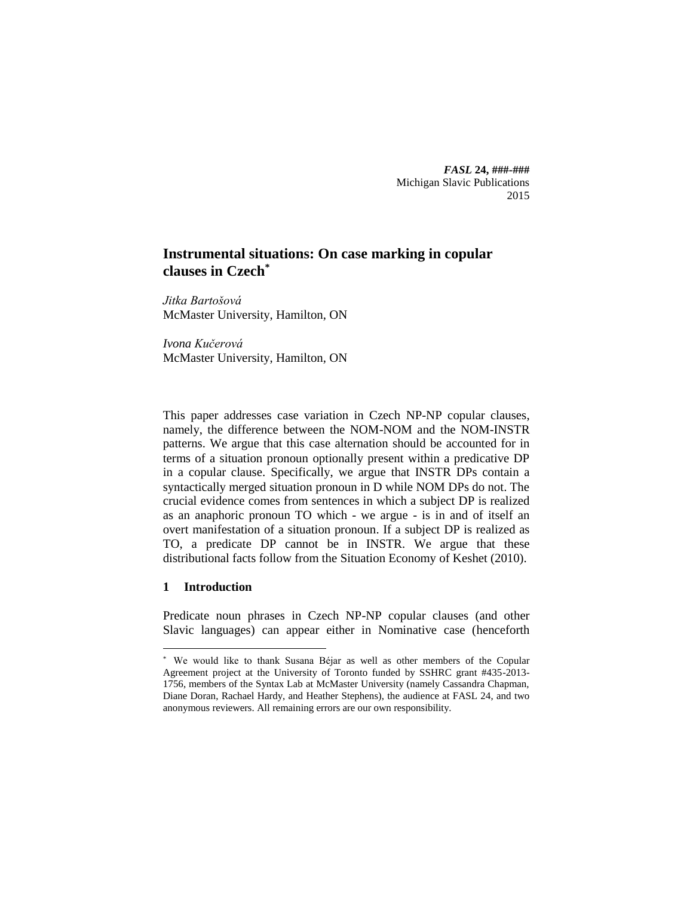# Instrumental situations: On case marking in copular clauses in Czech[*]

*Jitka Bartošová*
McMaster University, Hamilton, ON

*Ivona Kučerová*
McMaster University, Hamilton, ON

This paper addresses case variation in Czech NP-NP copular clauses, namely, the difference between the NOM-NOM and the NOM-INSTR patterns. We argue that this case alternation should be accounted for in terms of a situation pronoun optionally present within a predicative DP in a copular clause. Specifically, we argue that INSTR DPs contain a syntactically merged situation pronoun in D while NOM DPs do not. The crucial evidence comes from sentences in which a subject DP is realized as an anaphoric pronoun TO which - we argue - is in and of itself an overt manifestation of a situation pronoun. If a subject DP is realized as TO, a predicate DP cannot be in INSTR. We argue that these distributional facts follow from the Situation Economy of Keshet (2010).

## 1 Introduction

Predicate noun phrases in Czech NP-NP copular clauses (and other Slavic languages) can appear either in Nominative case (henceforth

---

[*] We would like to thank Susana Béjar as well as other members of the Copular Agreement project at the University of Toronto funded by SSHRC grant #435-2013-1756, members of the Syntax Lab at McMaster University (namely Cassandra Chapman, Diane Doran, Rachael Hardy, and Heather Stephens), the audience at FASL 24, and two anonymous reviewers. All remaining errors are our own responsibility.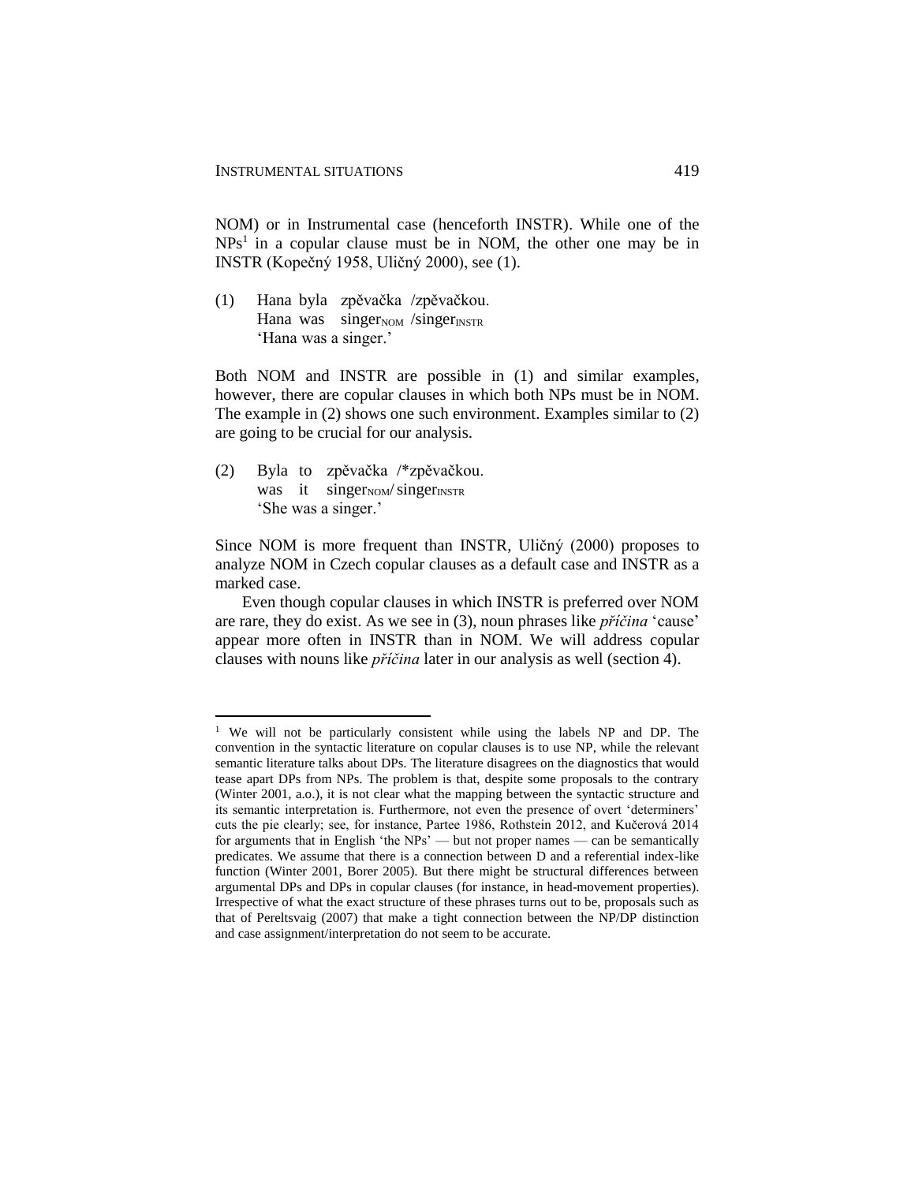NOM) or in Instrumental case (henceforth INSTR). While one of the NPs[1] in a copular clause must be in NOM, the other one may be in INSTR (Kopečný 1958, Uličný 2000), see (1).

(1) Hana byla zpěvačka /zpěvačkou.
 Hana was singer$_{NOM}$ /singer$_{INSTR}$
 'Hana was a singer.'

Both NOM and INSTR are possible in (1) and similar examples, however, there are copular clauses in which both NPs must be in NOM. The example in (2) shows one such environment. Examples similar to (2) are going to be crucial for our analysis.

(2) Byla to zpěvačka /*zpěvačkou.
 was it singer$_{NOM}$/ singer$_{INSTR}$
 'She was a singer.'

Since NOM is more frequent than INSTR, Uličný (2000) proposes to analyze NOM in Czech copular clauses as a default case and INSTR as a marked case.

Even though copular clauses in which INSTR is preferred over NOM are rare, they do exist. As we see in (3), noun phrases like *příčina* 'cause' appear more often in INSTR than in NOM. We will address copular clauses with nouns like *příčina* later in our analysis as well (section 4).

---

[1] We will not be particularly consistent while using the labels NP and DP. The convention in the syntactic literature on copular clauses is to use NP, while the relevant semantic literature talks about DPs. The literature disagrees on the diagnostics that would tease apart DPs from NPs. The problem is that, despite some proposals to the contrary (Winter 2001, a.o.), it is not clear what the mapping between the syntactic structure and its semantic interpretation is. Furthermore, not even the presence of overt 'determiners' cuts the pie clearly; see, for instance, Partee 1986, Rothstein 2012, and Kučerová 2014 for arguments that in English 'the NPs' — but not proper names — can be semantically predicates. We assume that there is a connection between D and a referential index-like function (Winter 2001, Borer 2005). But there might be structural differences between argumental DPs and DPs in copular clauses (for instance, in head-movement properties). Irrespective of what the exact structure of these phrases turns out to be, proposals such as that of Pereltsvaig (2007) that make a tight connection between the NP/DP distinction and case assignment/interpretation do not seem to be accurate.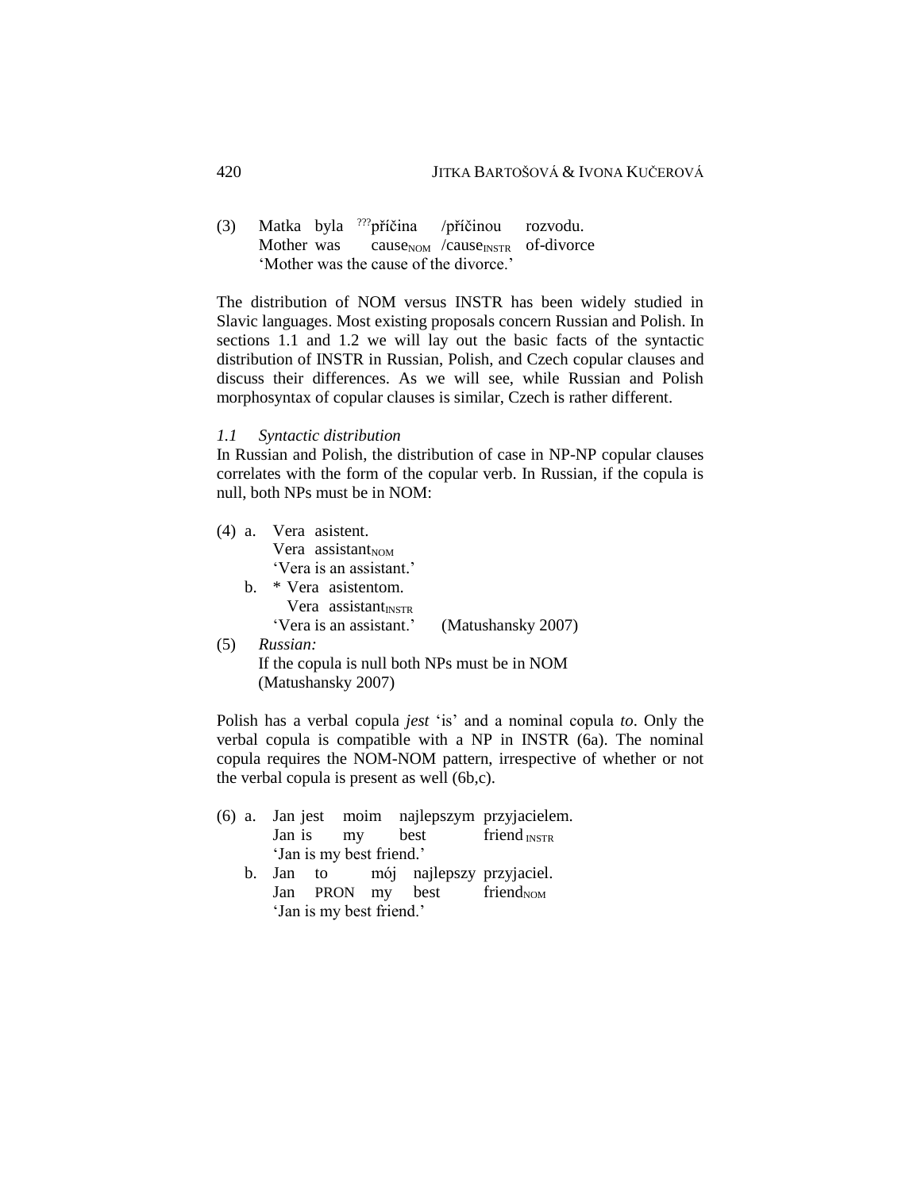(3) Matka byla ???příčina /příčinou rozvodu.
    Mother was cause$_{NOM}$ /cause$_{INSTR}$ of-divorce
    'Mother was the cause of the divorce.'

The distribution of NOM versus INSTR has been widely studied in Slavic languages. Most existing proposals concern Russian and Polish. In sections 1.1 and 1.2 we will lay out the basic facts of the syntactic distribution of INSTR in Russian, Polish, and Czech copular clauses and discuss their differences. As we will see, while Russian and Polish morphosyntax of copular clauses is similar, Czech is rather different.

### *1.1 Syntactic distribution*

In Russian and Polish, the distribution of case in NP-NP copular clauses correlates with the form of the copular verb. In Russian, if the copula is null, both NPs must be in NOM:

(4) a. Vera asistent.
       Vera assistant$_{NOM}$
       'Vera is an assistant.'
    b. * Vera asistentom.
       Vera assistant$_{INSTR}$
       'Vera is an assistant.' (Matushansky 2007)

(5) *Russian:*
    If the copula is null both NPs must be in NOM
    (Matushansky 2007)

Polish has a verbal copula *jest* 'is' and a nominal copula *to*. Only the verbal copula is compatible with a NP in INSTR (6a). The nominal copula requires the NOM-NOM pattern, irrespective of whether or not the verbal copula is present as well (6b,c).

(6) a. Jan jest moim najlepszym przyjacielem.
       Jan is my best friend$_{INSTR}$
       'Jan is my best friend.'
    b. Jan to mój najlepszy przyjaciel.
       Jan PRON my best friend$_{NOM}$
       'Jan is my best friend.'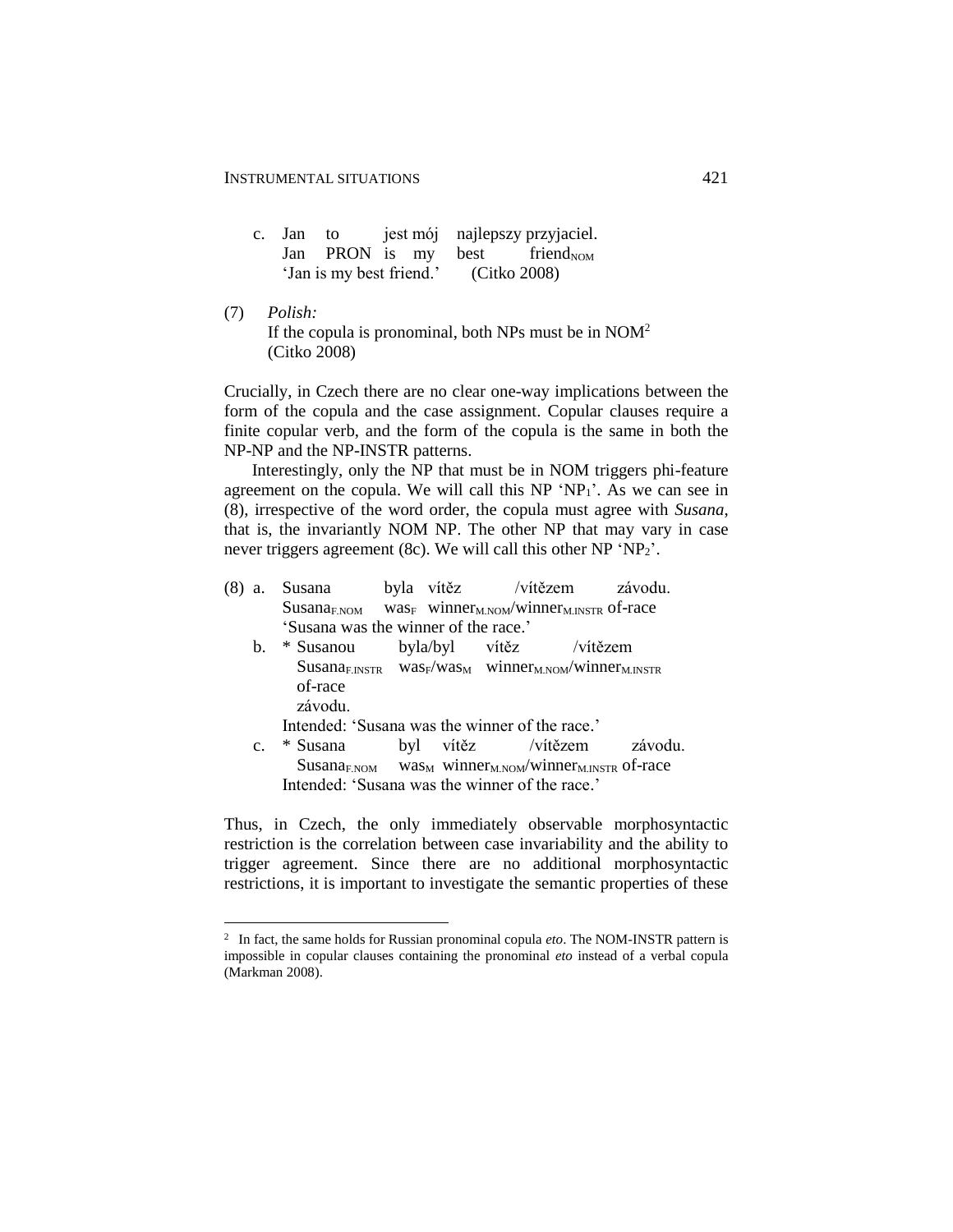c. Jan to jest mój najlepszy przyjaciel.
   Jan PRON is my best friend$_{NOM}$
   'Jan is my best friend.' (Citko 2008)

(7) *Polish:*
   If the copula is pronominal, both NPs must be in NOM[2]
   (Citko 2008)

Crucially, in Czech there are no clear one-way implications between the form of the copula and the case assignment. Copular clauses require a finite copular verb, and the form of the copula is the same in both the NP-NP and the NP-INSTR patterns.

Interestingly, only the NP that must be in NOM triggers phi-feature agreement on the copula. We will call this NP 'NP$_1$'. As we can see in (8), irrespective of the word order, the copula must agree with *Susana*, that is, the invariantly NOM NP. The other NP that may vary in case never triggers agreement (8c). We will call this other NP 'NP$_2$'.

(8) a. Susana byla vítěz /vítězem závodu.
   Susana$_{F.NOM}$ was$_F$ winner$_{M.NOM}$/winner$_{M.INSTR}$ of-race
   'Susana was the winner of the race.'

   b. * Susanou byla/byl vítěz /vítězem závodu.
   Susana$_{F.INSTR}$ was$_F$/was$_M$ winner$_{M.NOM}$/winner$_{M.INSTR}$ of-race
   Intended: 'Susana was the winner of the race.'

   c. * Susana byl vítěz /vítězem závodu.
   Susana$_{F.NOM}$ was$_M$ winner$_{M.NOM}$/winner$_{M.INSTR}$ of-race
   Intended: 'Susana was the winner of the race.'

Thus, in Czech, the only immediately observable morphosyntactic restriction is the correlation between case invariability and the ability to trigger agreement. Since there are no additional morphosyntactic restrictions, it is important to investigate the semantic properties of these

---

[2] In fact, the same holds for Russian pronominal copula *eto*. The NOM-INSTR pattern is impossible in copular clauses containing the pronominal *eto* instead of a verbal copula (Markman 2008).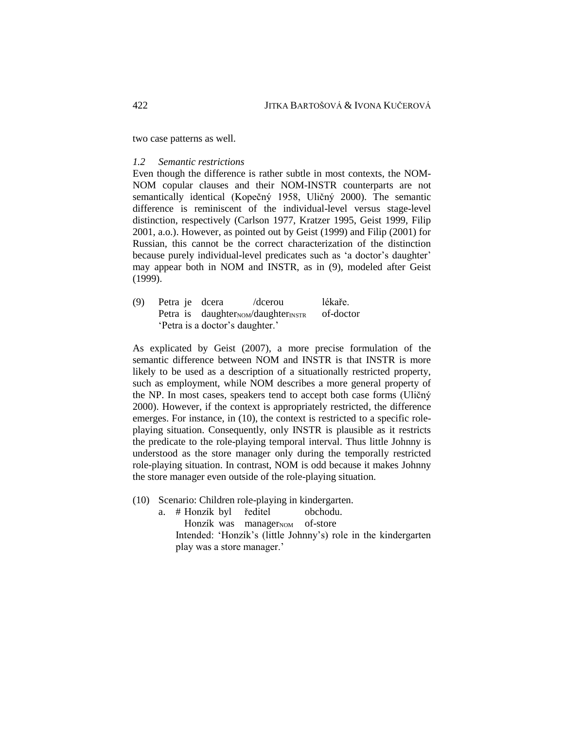two case patterns as well.

### *1.2 Semantic restrictions*

Even though the difference is rather subtle in most contexts, the NOM-NOM copular clauses and their NOM-INSTR counterparts are not semantically identical (Kopečný 1958, Uličný 2000). The semantic difference is reminiscent of the individual-level versus stage-level distinction, respectively (Carlson 1977, Kratzer 1995, Geist 1999, Filip 2001, a.o.). However, as pointed out by Geist (1999) and Filip (2001) for Russian, this cannot be the correct characterization of the distinction because purely individual-level predicates such as 'a doctor's daughter' may appear both in NOM and INSTR, as in (9), modeled after Geist (1999).

(9) Petra je dcera /dcerou lékaře.
 Petra is daughter$_{NOM}$/daughter$_{INSTR}$ of-doctor
 'Petra is a doctor's daughter.'

As explicated by Geist (2007), a more precise formulation of the semantic difference between NOM and INSTR is that INSTR is more likely to be used as a description of a situationally restricted property, such as employment, while NOM describes a more general property of the NP. In most cases, speakers tend to accept both case forms (Uličný 2000). However, if the context is appropriately restricted, the difference emerges. For instance, in (10), the context is restricted to a specific role-playing situation. Consequently, only INSTR is plausible as it restricts the predicate to the role-playing temporal interval. Thus little Johnny is understood as the store manager only during the temporally restricted role-playing situation. In contrast, NOM is odd because it makes Johnny the store manager even outside of the role-playing situation.

(10) Scenario: Children role-playing in kindergarten.
 a. # Honzík byl ředitel obchodu.
 Honzík was manager$_{NOM}$ of-store
 Intended: 'Honzík's (little Johnny's) role in the kindergarten play was a store manager.'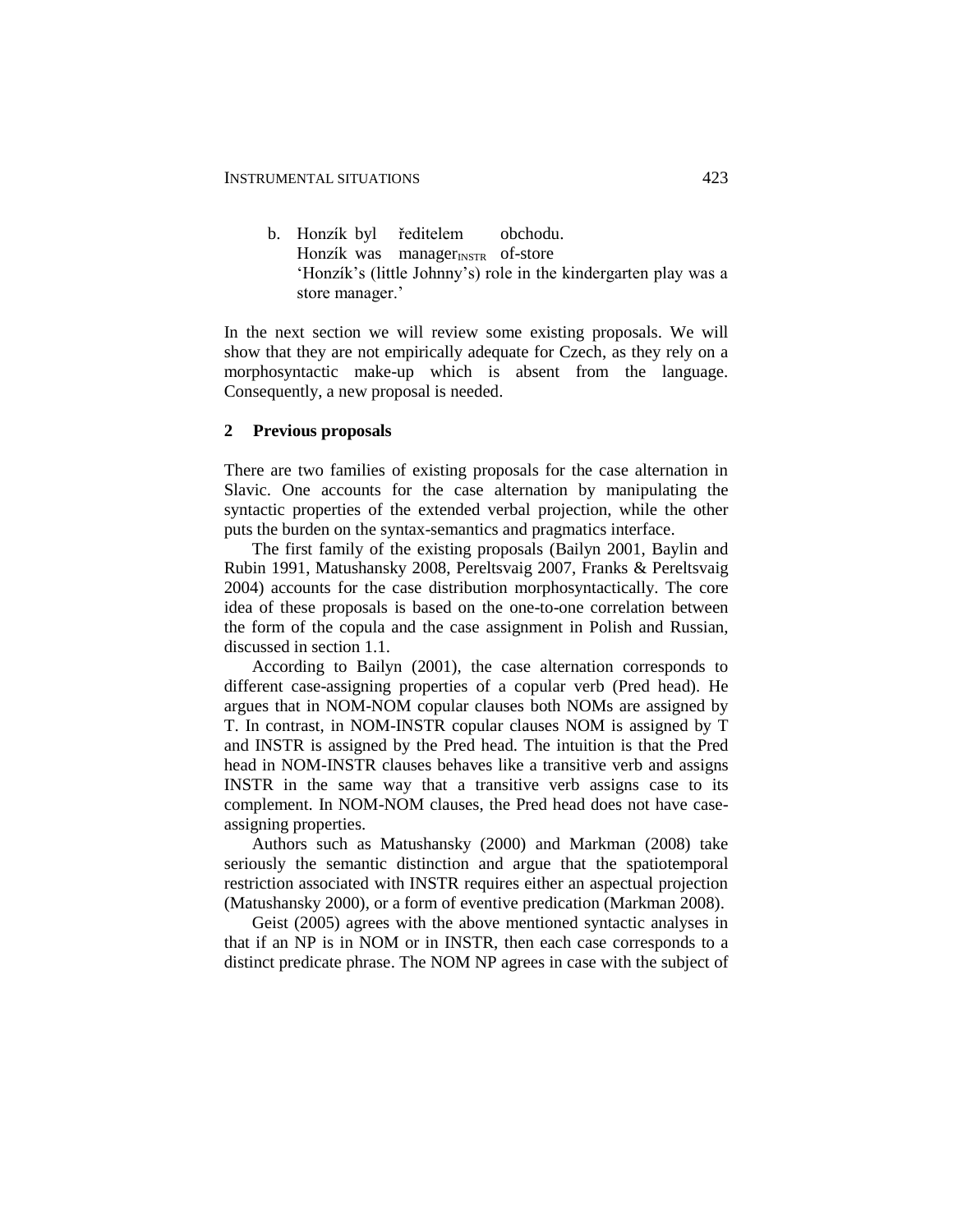b. Honzík byl ředitelem obchodu.
   Honzík was manager$_{\text{INSTR}}$ of-store
   'Honzík's (little Johnny's) role in the kindergarten play was a store manager.'

In the next section we will review some existing proposals. We will show that they are not empirically adequate for Czech, as they rely on a morphosyntactic make-up which is absent from the language. Consequently, a new proposal is needed.

## 2 Previous proposals

There are two families of existing proposals for the case alternation in Slavic. One accounts for the case alternation by manipulating the syntactic properties of the extended verbal projection, while the other puts the burden on the syntax-semantics and pragmatics interface.

The first family of the existing proposals (Bailyn 2001, Baylin and Rubin 1991, Matushansky 2008, Pereltsvaig 2007, Franks & Pereltsvaig 2004) accounts for the case distribution morphosyntactically. The core idea of these proposals is based on the one-to-one correlation between the form of the copula and the case assignment in Polish and Russian, discussed in section 1.1.

According to Bailyn (2001), the case alternation corresponds to different case-assigning properties of a copular verb (Pred head). He argues that in NOM-NOM copular clauses both NOMs are assigned by T. In contrast, in NOM-INSTR copular clauses NOM is assigned by T and INSTR is assigned by the Pred head. The intuition is that the Pred head in NOM-INSTR clauses behaves like a transitive verb and assigns INSTR in the same way that a transitive verb assigns case to its complement. In NOM-NOM clauses, the Pred head does not have case-assigning properties.

Authors such as Matushansky (2000) and Markman (2008) take seriously the semantic distinction and argue that the spatiotemporal restriction associated with INSTR requires either an aspectual projection (Matushansky 2000), or a form of eventive predication (Markman 2008).

Geist (2005) agrees with the above mentioned syntactic analyses in that if an NP is in NOM or in INSTR, then each case corresponds to a distinct predicate phrase. The NOM NP agrees in case with the subject of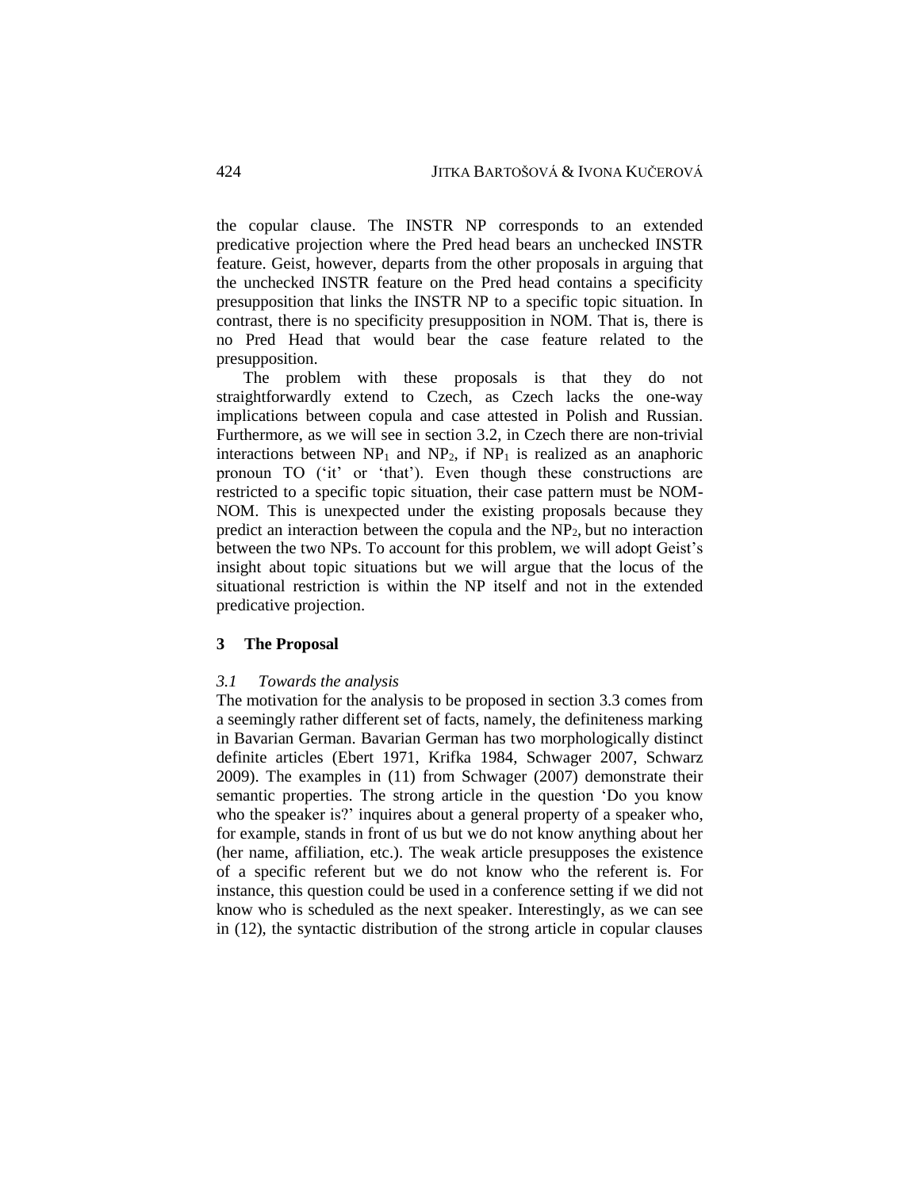the copular clause. The INSTR NP corresponds to an extended predicative projection where the Pred head bears an unchecked INSTR feature. Geist, however, departs from the other proposals in arguing that the unchecked INSTR feature on the Pred head contains a specificity presupposition that links the INSTR NP to a specific topic situation. In contrast, there is no specificity presupposition in NOM. That is, there is no Pred Head that would bear the case feature related to the presupposition.

The problem with these proposals is that they do not straightforwardly extend to Czech, as Czech lacks the one-way implications between copula and case attested in Polish and Russian. Furthermore, as we will see in section 3.2, in Czech there are non-trivial interactions between $NP_1$ and $NP_2$, if $NP_1$ is realized as an anaphoric pronoun TO ('it' or 'that'). Even though these constructions are restricted to a specific topic situation, their case pattern must be NOM-NOM. This is unexpected under the existing proposals because they predict an interaction between the copula and the $NP_2$, but no interaction between the two NPs. To account for this problem, we will adopt Geist's insight about topic situations but we will argue that the locus of the situational restriction is within the NP itself and not in the extended predicative projection.

## 3 The Proposal

### *3.1 Towards the analysis*

The motivation for the analysis to be proposed in section 3.3 comes from a seemingly rather different set of facts, namely, the definiteness marking in Bavarian German. Bavarian German has two morphologically distinct definite articles (Ebert 1971, Krifka 1984, Schwager 2007, Schwarz 2009). The examples in (11) from Schwager (2007) demonstrate their semantic properties. The strong article in the question 'Do you know who the speaker is?' inquires about a general property of a speaker who, for example, stands in front of us but we do not know anything about her (her name, affiliation, etc.). The weak article presupposes the existence of a specific referent but we do not know who the referent is. For instance, this question could be used in a conference setting if we did not know who is scheduled as the next speaker. Interestingly, as we can see in (12), the syntactic distribution of the strong article in copular clauses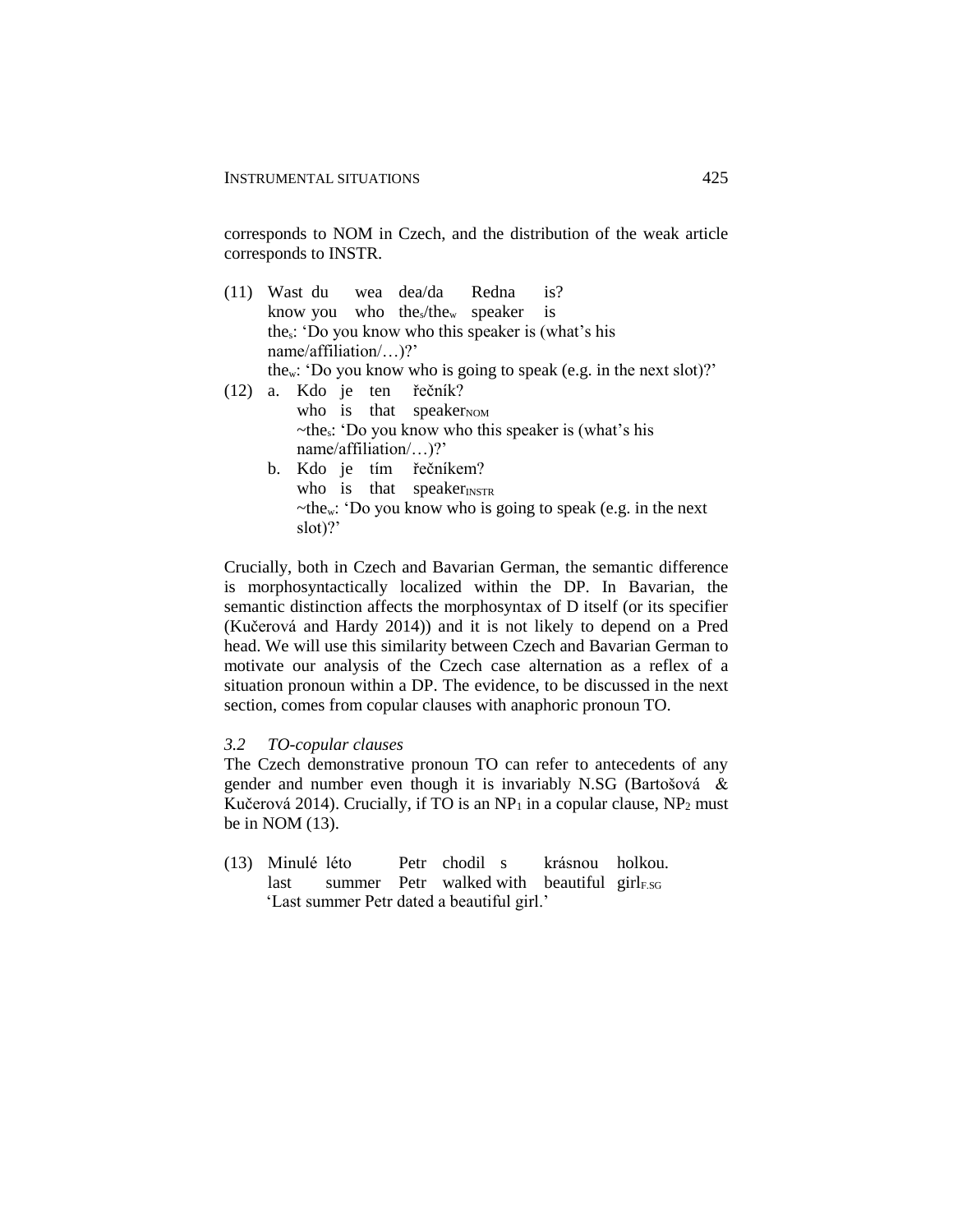corresponds to NOM in Czech, and the distribution of the weak article corresponds to INSTR.

(11) Wast du wea dea/da Redna is?
know you who the$_s$/the$_w$ speaker is
the$_s$: 'Do you know who this speaker is (what's his name/affiliation/…)?'
the$_w$: 'Do you know who is going to speak (e.g. in the next slot)?'

(12) a. Kdo je ten řečník?
who is that speaker$_{NOM}$
~the$_s$: 'Do you know who this speaker is (what's his name/affiliation/…)?'

b. Kdo je tím řečníkem?
who is that speaker$_{INSTR}$
~the$_w$: 'Do you know who is going to speak (e.g. in the next slot)?'

Crucially, both in Czech and Bavarian German, the semantic difference is morphosyntactically localized within the DP. In Bavarian, the semantic distinction affects the morphosyntax of D itself (or its specifier (Kučerová and Hardy 2014)) and it is not likely to depend on a Pred head. We will use this similarity between Czech and Bavarian German to motivate our analysis of the Czech case alternation as a reflex of a situation pronoun within a DP. The evidence, to be discussed in the next section, comes from copular clauses with anaphoric pronoun TO.

### *3.2 TO-copular clauses*

The Czech demonstrative pronoun TO can refer to antecedents of any gender and number even though it is invariably N.SG (Bartošová & Kučerová 2014). Crucially, if TO is an NP$_1$ in a copular clause, NP$_2$ must be in NOM (13).

(13) Minulé léto Petr chodil s krásnou holkou.
last summer Petr walked with beautiful girl$_{F.SG}$
'Last summer Petr dated a beautiful girl.'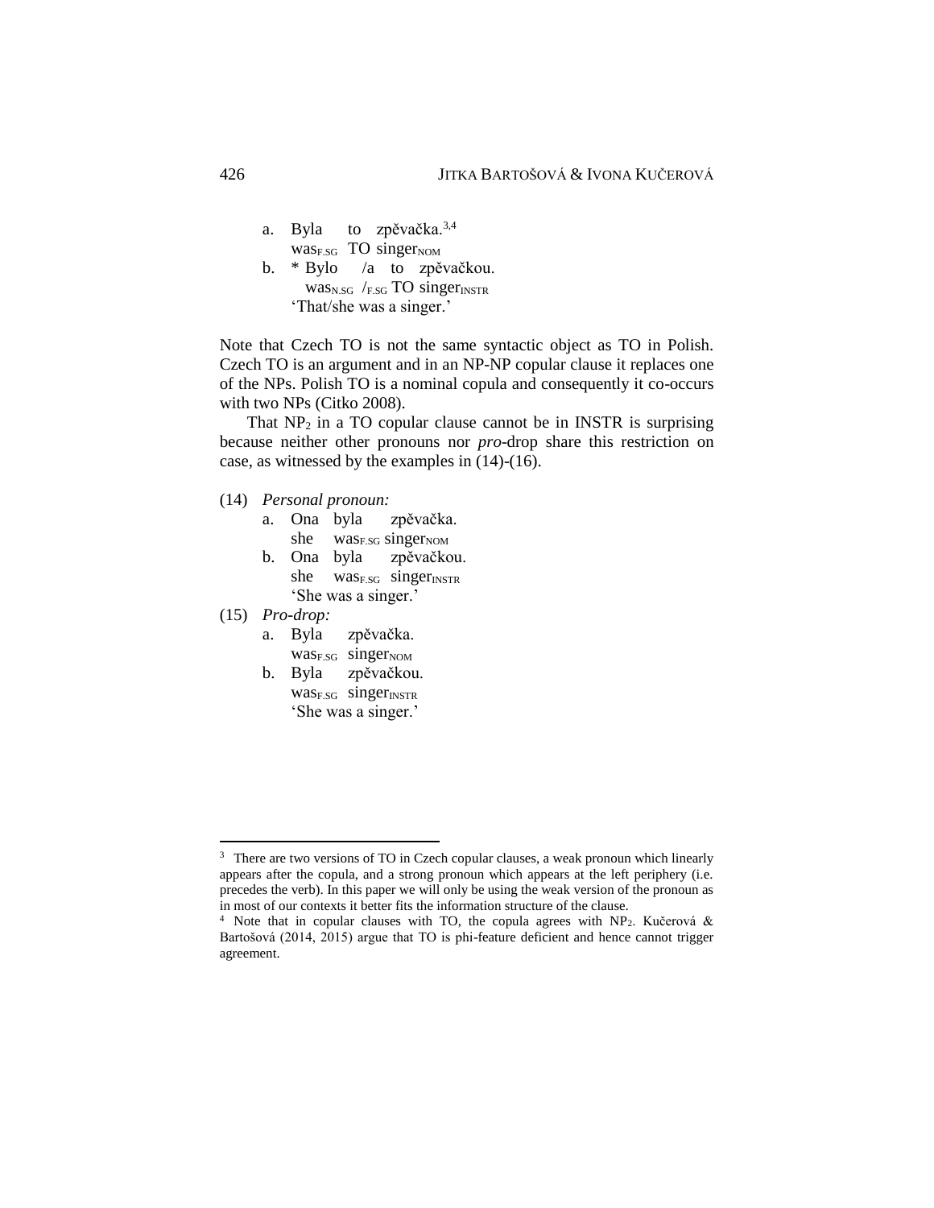a. Byla to zpěvačka.[3,4]
   was$_{F.SG}$ TO singer$_{NOM}$

b. * Bylo /a to zpěvačkou.
   was$_{N.SG}$ /$_{F.SG}$ TO singer$_{INSTR}$
   'That/she was a singer.'

Note that Czech TO is not the same syntactic object as TO in Polish. Czech TO is an argument and in an NP-NP copular clause it replaces one of the NPs. Polish TO is a nominal copula and consequently it co-occurs with two NPs (Citko 2008).

That NP$_2$ in a TO copular clause cannot be in INSTR is surprising because neither other pronouns nor *pro*-drop share this restriction on case, as witnessed by the examples in (14)-(16).

(14) *Personal pronoun:*

a. Ona byla zpěvačka.
   she was$_{F.SG}$ singer$_{NOM}$

b. Ona byla zpěvačkou.
   she was$_{F.SG}$ singer$_{INSTR}$
   'She was a singer.'

(15) *Pro-drop:*

a. Byla zpěvačka.
   was$_{F.SG}$ singer$_{NOM}$

b. Byla zpěvačkou.
   was$_{F.SG}$ singer$_{INSTR}$
   'She was a singer.'

---

[3] There are two versions of TO in Czech copular clauses, a weak pronoun which linearly appears after the copula, and a strong pronoun which appears at the left periphery (i.e. precedes the verb). In this paper we will only be using the weak version of the pronoun as in most of our contexts it better fits the information structure of the clause.

[4] Note that in copular clauses with TO, the copula agrees with NP$_2$. Kučerová & Bartošová (2014, 2015) argue that TO is phi-feature deficient and hence cannot trigger agreement.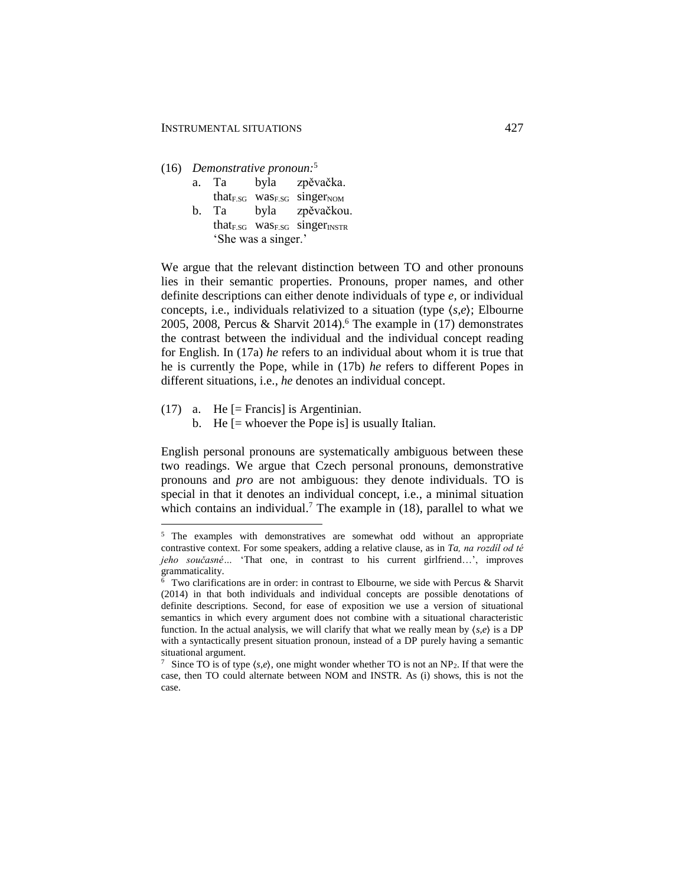(16) *Demonstrative pronoun:*[5]

  a. Ta byla zpěvačka.
     that$_{F.SG}$ was$_{F.SG}$ singer$_{NOM}$

  b. Ta byla zpěvačkou.
     that$_{F.SG}$ was$_{F.SG}$ singer$_{INSTR}$
     'She was a singer.'

We argue that the relevant distinction between TO and other pronouns lies in their semantic properties. Pronouns, proper names, and other definite descriptions can either denote individuals of type *e*, or individual concepts, i.e., individuals relativized to a situation (type ⟨*s*,*e*⟩; Elbourne 2005, 2008, Percus & Sharvit 2014).[6] The example in (17) demonstrates the contrast between the individual and the individual concept reading for English. In (17a) *he* refers to an individual about whom it is true that he is currently the Pope, while in (17b) *he* refers to different Popes in different situations, i.e., *he* denotes an individual concept.

(17) a. He [= Francis] is Argentinian.

  b. He [= whoever the Pope is] is usually Italian.

English personal pronouns are systematically ambiguous between these two readings. We argue that Czech personal pronouns, demonstrative pronouns and *pro* are not ambiguous: they denote individuals. TO is special in that it denotes an individual concept, i.e., a minimal situation which contains an individual.[7] The example in (18), parallel to what we

---

[5] The examples with demonstratives are somewhat odd without an appropriate contrastive context. For some speakers, adding a relative clause, as in *Ta, na rozdíl od té jeho současné…* 'That one, in contrast to his current girlfriend…', improves grammaticality.

[6] Two clarifications are in order: in contrast to Elbourne, we side with Percus & Sharvit (2014) in that both individuals and individual concepts are possible denotations of definite descriptions. Second, for ease of exposition we use a version of situational semantics in which every argument does not combine with a situational characteristic function. In the actual analysis, we will clarify that what we really mean by ⟨*s*,*e*⟩ is a DP with a syntactically present situation pronoun, instead of a DP purely having a semantic situational argument.

[7] Since TO is of type ⟨*s*,*e*⟩, one might wonder whether TO is not an $NP_2$. If that were the case, then TO could alternate between NOM and INSTR. As (i) shows, this is not the case.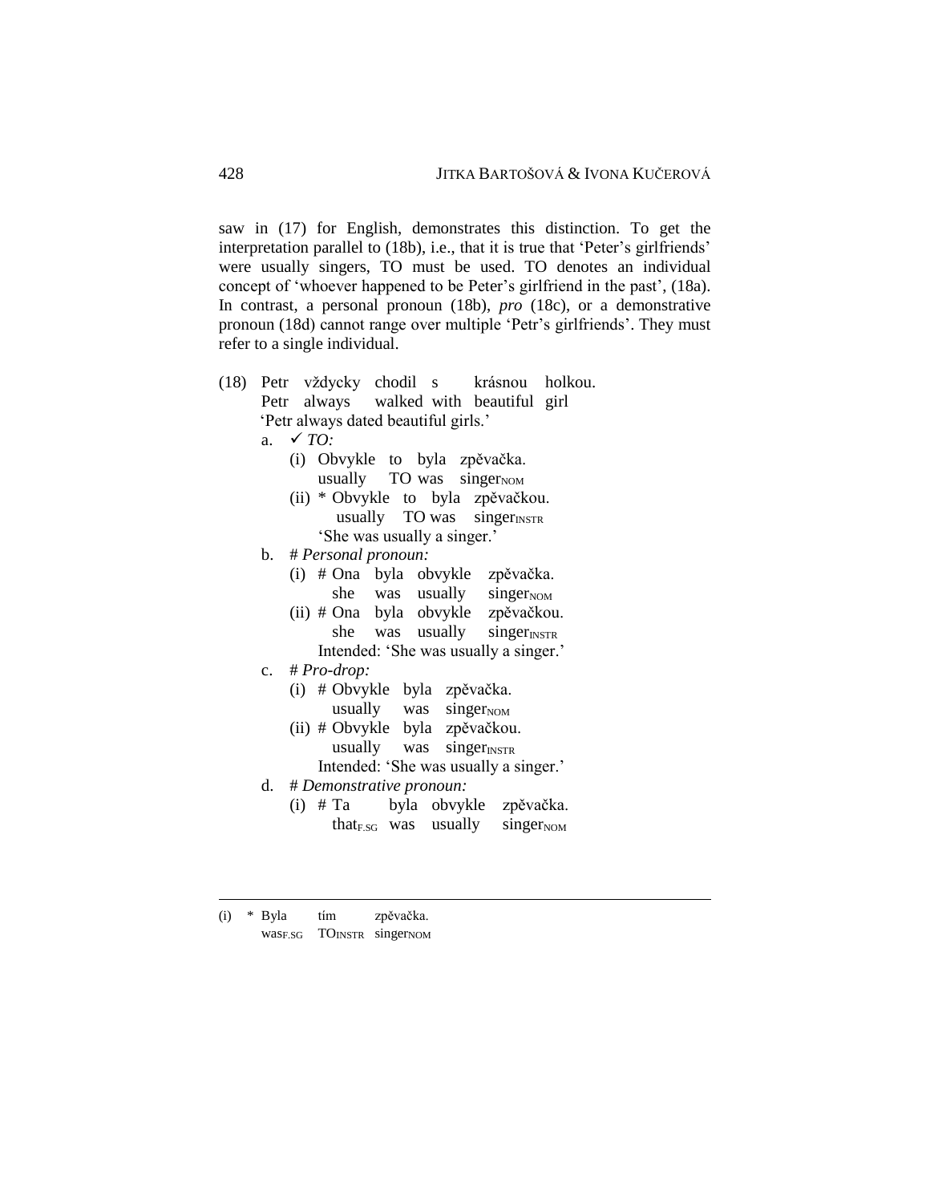saw in (17) for English, demonstrates this distinction. To get the interpretation parallel to (18b), i.e., that it is true that 'Peter's girlfriends' were usually singers, TO must be used. TO denotes an individual concept of 'whoever happened to be Peter's girlfriend in the past', (18a). In contrast, a personal pronoun (18b), *pro* (18c), or a demonstrative pronoun (18d) cannot range over multiple 'Petr's girlfriends'. They must refer to a single individual.

(18) Petr vždycky chodil s krásnou holkou.
  Petr always walked with beautiful girl
  'Petr always dated beautiful girls.'

  a. ✓ *TO:*
    (i) Obvykle to byla zpěvačka.
      usually TO was $\text{singer}_{\text{NOM}}$
    (ii) * Obvykle to byla zpěvačkou.
      usually TO was $\text{singer}_{\text{INSTR}}$
      'She was usually a singer.'

  b. # *Personal pronoun:*
    (i) # Ona byla obvykle zpěvačka.
      she was usually $\text{singer}_{\text{NOM}}$
    (ii) # Ona byla obvykle zpěvačkou.
      she was usually $\text{singer}_{\text{INSTR}}$
      Intended: 'She was usually a singer.'

  c. # *Pro-drop:*
    (i) # Obvykle byla zpěvačka.
      usually was $\text{singer}_{\text{NOM}}$
    (ii) # Obvykle byla zpěvačkou.
      usually was $\text{singer}_{\text{INSTR}}$
      Intended: 'She was usually a singer.'

  d. # *Demonstrative pronoun:*
    (i) # Ta byla obvykle zpěvačka.
      $\text{that}_{\text{F.SG}}$ was usually $\text{singer}_{\text{NOM}}$

---

(i) * Byla tím zpěvačka.
  $\text{was}_{\text{F.SG}}$ $\text{TO}_{\text{INSTR}}$ $\text{singer}_{\text{NOM}}$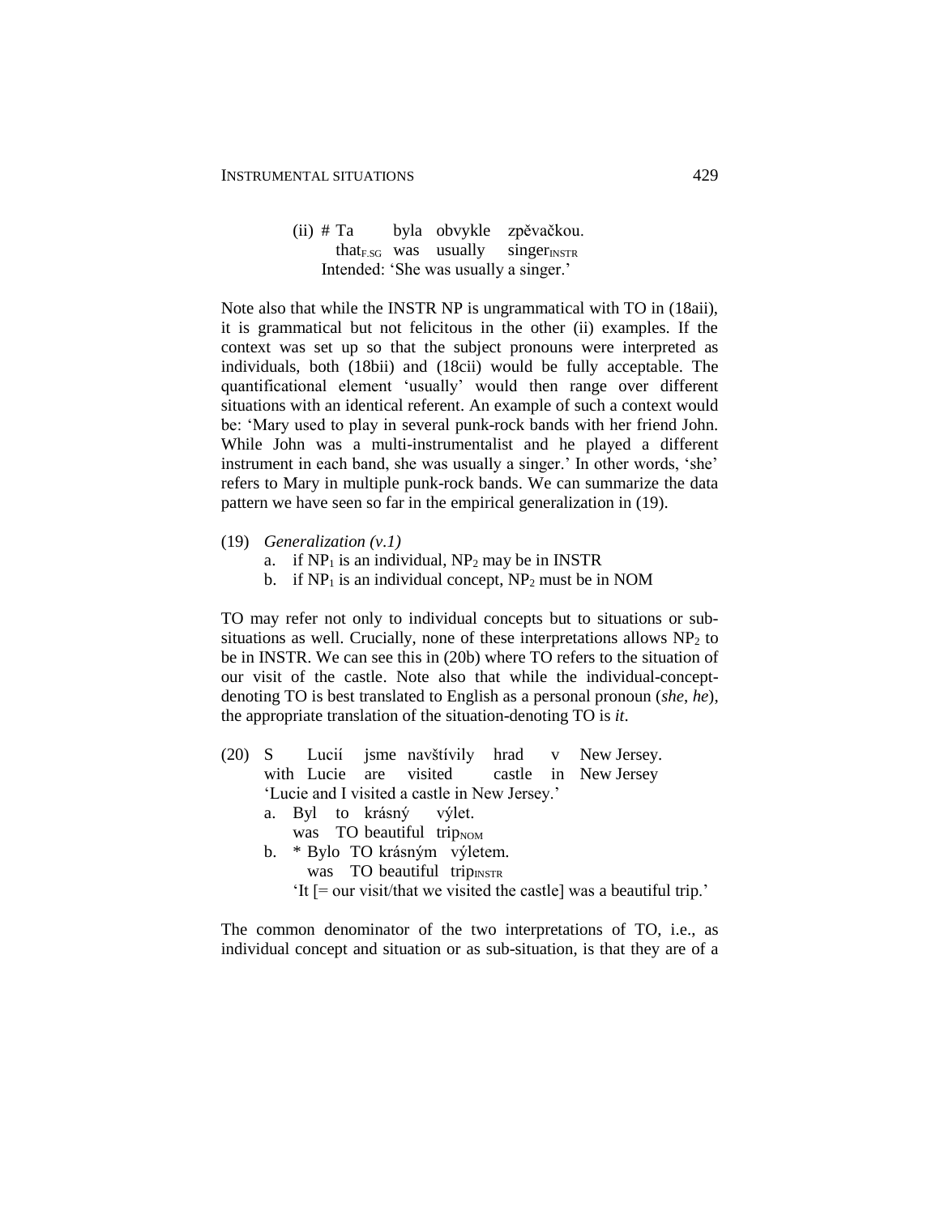(ii) # Ta byla obvykle zpěvačkou.
   $that_{F.SG}$ was usually $singer_{INSTR}$
   Intended: 'She was usually a singer.'

Note also that while the INSTR NP is ungrammatical with TO in (18aii), it is grammatical but not felicitous in the other (ii) examples. If the context was set up so that the subject pronouns were interpreted as individuals, both (18bii) and (18cii) would be fully acceptable. The quantificational element 'usually' would then range over different situations with an identical referent. An example of such a context would be: 'Mary used to play in several punk-rock bands with her friend John. While John was a multi-instrumentalist and he played a different instrument in each band, she was usually a singer.' In other words, 'she' refers to Mary in multiple punk-rock bands. We can summarize the data pattern we have seen so far in the empirical generalization in (19).

(19) *Generalization (v.1)*
   a. if $NP_1$ is an individual, $NP_2$ may be in INSTR
   b. if $NP_1$ is an individual concept, $NP_2$ must be in NOM

TO may refer not only to individual concepts but to situations or sub-situations as well. Crucially, none of these interpretations allows $NP_2$ to be in INSTR. We can see this in (20b) where TO refers to the situation of our visit of the castle. Note also that while the individual-concept-denoting TO is best translated to English as a personal pronoun (*she*, *he*), the appropriate translation of the situation-denoting TO is *it*.

(20) S Lucií jsme navštívily hrad v New Jersey.
   with Lucie are visited castle in New Jersey
   'Lucie and I visited a castle in New Jersey.'
   a. Byl to krásný výlet.
      was TO beautiful $trip_{NOM}$
   b. * Bylo TO krásným výletem.
      was TO beautiful $trip_{INSTR}$
      'It [= our visit/that we visited the castle] was a beautiful trip.'

The common denominator of the two interpretations of TO, i.e., as individual concept and situation or as sub-situation, is that they are of a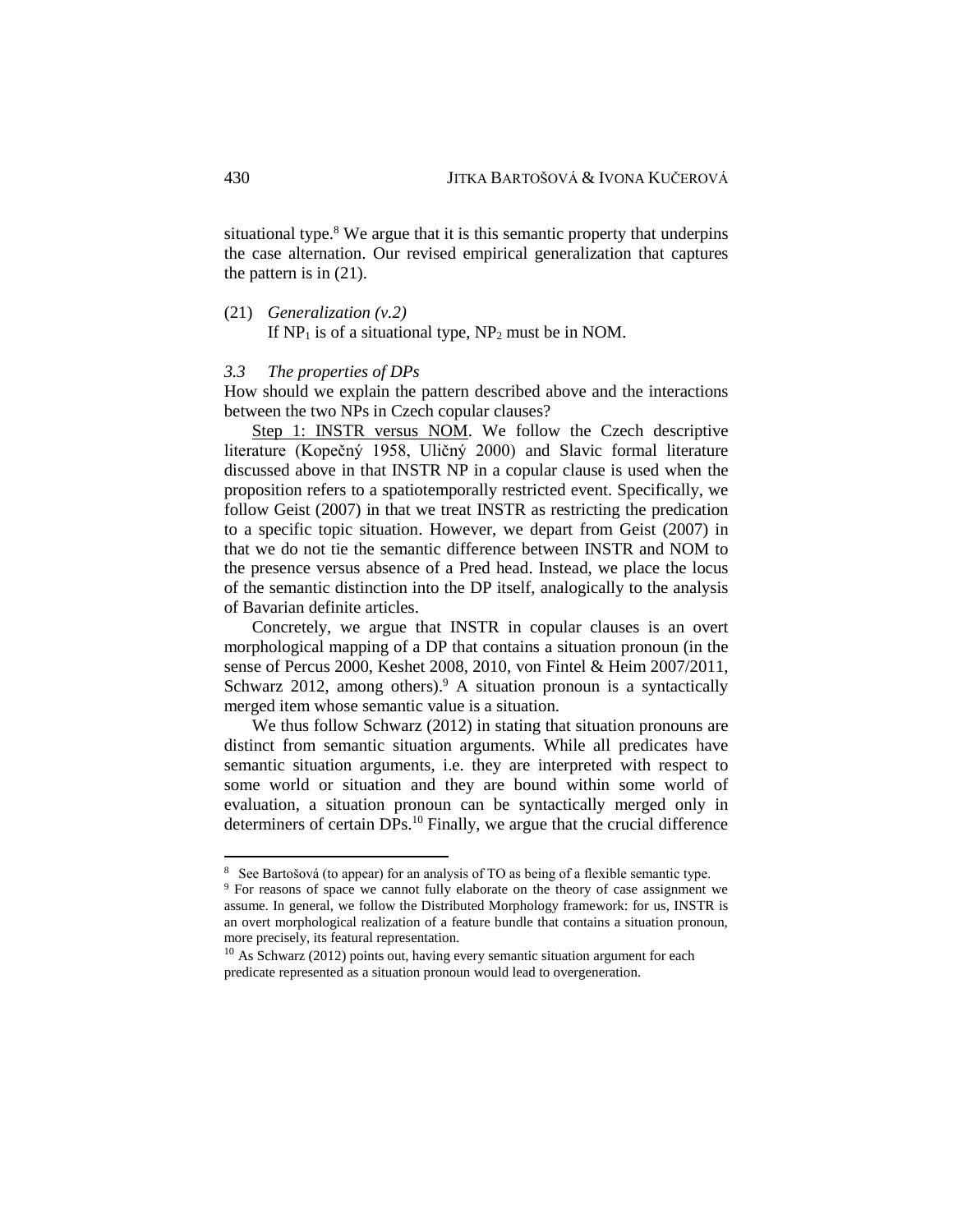situational type.[8] We argue that it is this semantic property that underpins the case alternation. Our revised empirical generalization that captures the pattern is in (21).

(21) *Generalization (v.2)*
If $NP_1$ is of a situational type, $NP_2$ must be in NOM.

### *3.3 The properties of DPs*

How should we explain the pattern described above and the interactions between the two NPs in Czech copular clauses?

Step 1: INSTR versus NOM. We follow the Czech descriptive literature (Kopečný 1958, Uličný 2000) and Slavic formal literature discussed above in that INSTR NP in a copular clause is used when the proposition refers to a spatiotemporally restricted event. Specifically, we follow Geist (2007) in that we treat INSTR as restricting the predication to a specific topic situation. However, we depart from Geist (2007) in that we do not tie the semantic difference between INSTR and NOM to the presence versus absence of a Pred head. Instead, we place the locus of the semantic distinction into the DP itself, analogically to the analysis of Bavarian definite articles.

Concretely, we argue that INSTR in copular clauses is an overt morphological mapping of a DP that contains a situation pronoun (in the sense of Percus 2000, Keshet 2008, 2010, von Fintel & Heim 2007/2011, Schwarz 2012, among others).[9] A situation pronoun is a syntactically merged item whose semantic value is a situation.

We thus follow Schwarz (2012) in stating that situation pronouns are distinct from semantic situation arguments. While all predicates have semantic situation arguments, i.e. they are interpreted with respect to some world or situation and they are bound within some world of evaluation, a situation pronoun can be syntactically merged only in determiners of certain DPs.[10] Finally, we argue that the crucial difference

[8] See Bartošová (to appear) for an analysis of TO as being of a flexible semantic type.

[9] For reasons of space we cannot fully elaborate on the theory of case assignment we assume. In general, we follow the Distributed Morphology framework: for us, INSTR is an overt morphological realization of a feature bundle that contains a situation pronoun, more precisely, its featural representation.

[10] As Schwarz (2012) points out, having every semantic situation argument for each predicate represented as a situation pronoun would lead to overgeneration.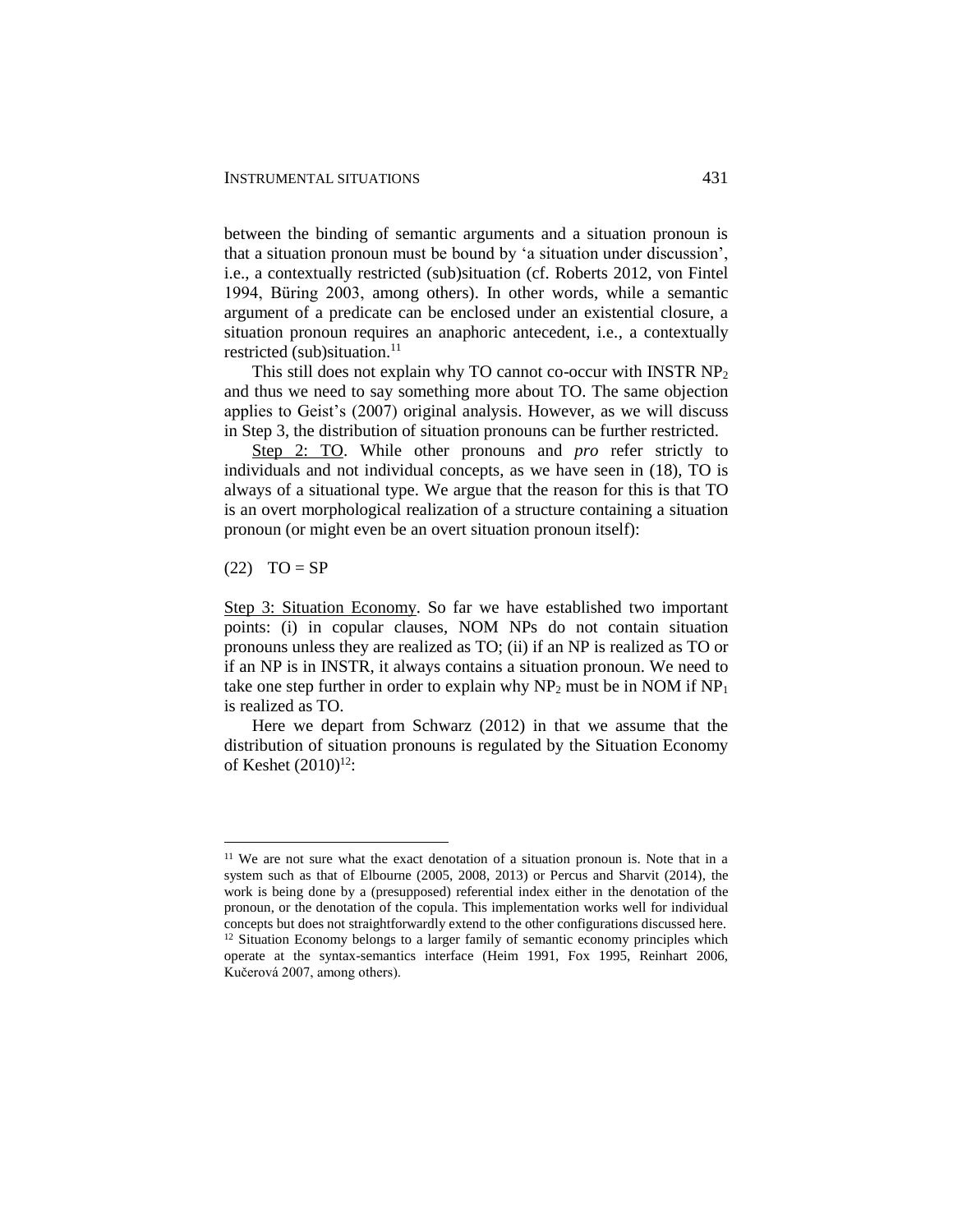between the binding of semantic arguments and a situation pronoun is that a situation pronoun must be bound by 'a situation under discussion', i.e., a contextually restricted (sub)situation (cf. Roberts 2012, von Fintel 1994, Büring 2003, among others). In other words, while a semantic argument of a predicate can be enclosed under an existential closure, a situation pronoun requires an anaphoric antecedent, i.e., a contextually restricted (sub)situation.[11]

This still does not explain why TO cannot co-occur with INSTR $NP_2$ and thus we need to say something more about TO. The same objection applies to Geist's (2007) original analysis. However, as we will discuss in Step 3, the distribution of situation pronouns can be further restricted.

Step 2: TO. While other pronouns and *pro* refer strictly to individuals and not individual concepts, as we have seen in (18), TO is always of a situational type. We argue that the reason for this is that TO is an overt morphological realization of a structure containing a situation pronoun (or might even be an overt situation pronoun itself):

(22) TO = SP

Step 3: Situation Economy. So far we have established two important points: (i) in copular clauses, NOM NPs do not contain situation pronouns unless they are realized as TO; (ii) if an NP is realized as TO or if an NP is in INSTR, it always contains a situation pronoun. We need to take one step further in order to explain why $NP_2$ must be in NOM if $NP_1$ is realized as TO.

Here we depart from Schwarz (2012) in that we assume that the distribution of situation pronouns is regulated by the Situation Economy of Keshet (2010)[12]:

---

[11] We are not sure what the exact denotation of a situation pronoun is. Note that in a system such as that of Elbourne (2005, 2008, 2013) or Percus and Sharvit (2014), the work is being done by a (presupposed) referential index either in the denotation of the pronoun, or the denotation of the copula. This implementation works well for individual concepts but does not straightforwardly extend to the other configurations discussed here.

[12] Situation Economy belongs to a larger family of semantic economy principles which operate at the syntax-semantics interface (Heim 1991, Fox 1995, Reinhart 2006, Kučerová 2007, among others).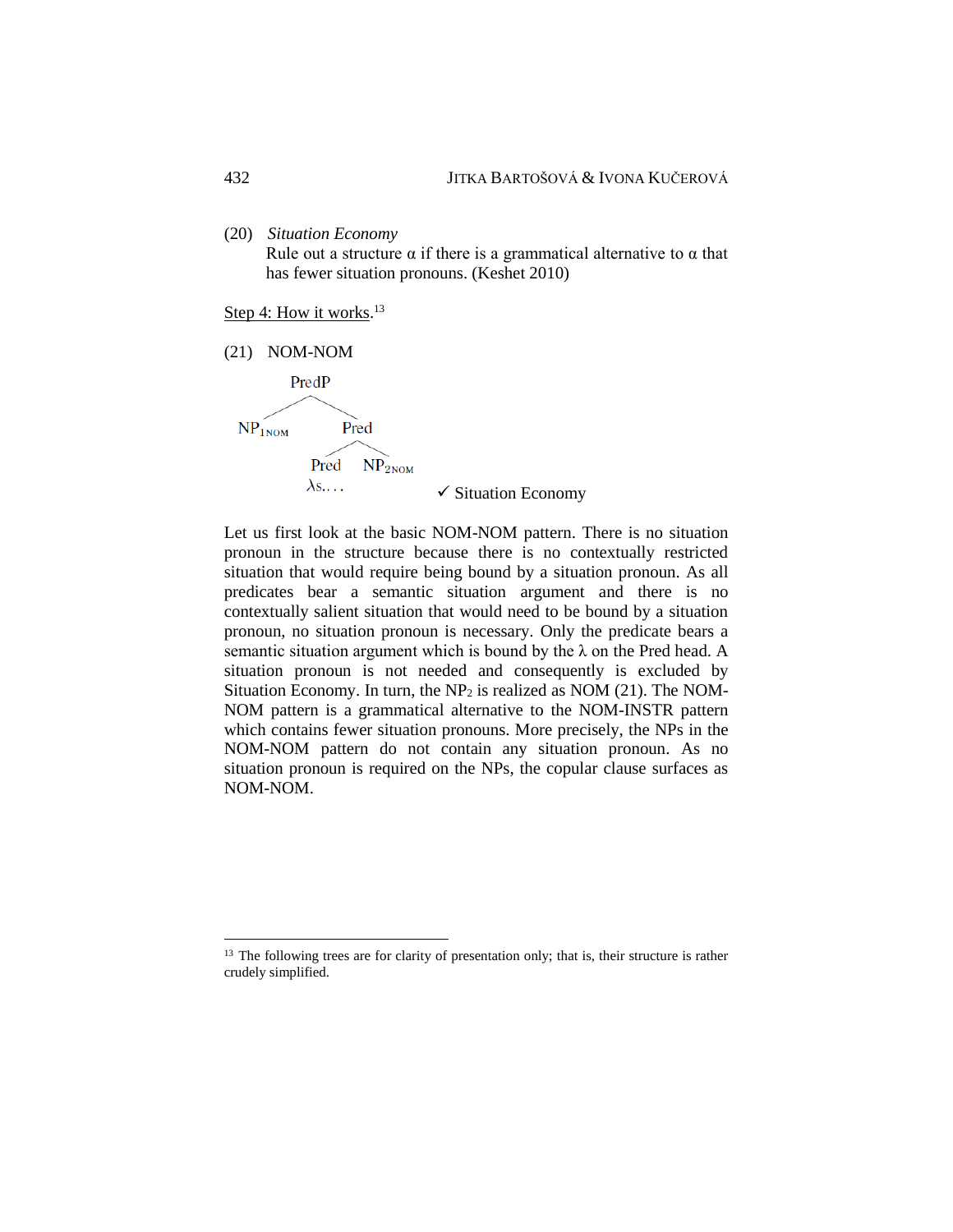(20) *Situation Economy*
Rule out a structure α if there is a grammatical alternative to α that has fewer situation pronouns. (Keshet 2010)

Step 4: How it works.[13]

(21) NOM-NOM

```
        PredP
       /     \
  NP1NOM     Pred
            /    \
         Pred    NP2NOM
         λs. . .
```

✓ Situation Economy

Let us first look at the basic NOM-NOM pattern. There is no situation pronoun in the structure because there is no contextually restricted situation that would require being bound by a situation pronoun. As all predicates bear a semantic situation argument and there is no contextually salient situation that would need to be bound by a situation pronoun, no situation pronoun is necessary. Only the predicate bears a semantic situation argument which is bound by the λ on the Pred head. A situation pronoun is not needed and consequently is excluded by Situation Economy. In turn, the $NP_2$ is realized as NOM (21). The NOM-NOM pattern is a grammatical alternative to the NOM-INSTR pattern which contains fewer situation pronouns. More precisely, the NPs in the NOM-NOM pattern do not contain any situation pronoun. As no situation pronoun is required on the NPs, the copular clause surfaces as NOM-NOM.

---

[13] The following trees are for clarity of presentation only; that is, their structure is rather crudely simplified.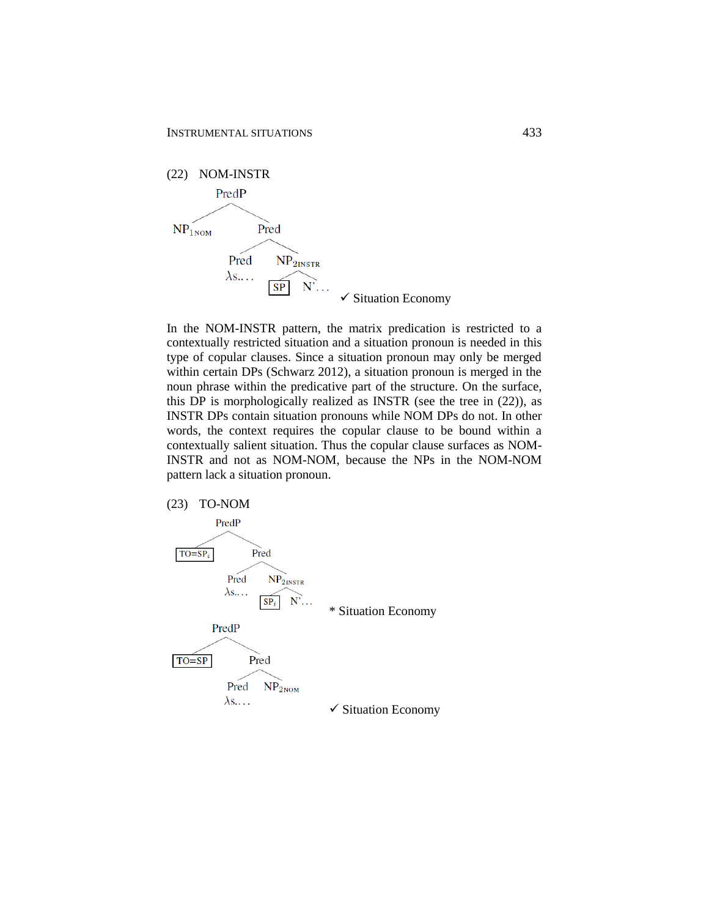(22) NOM-INSTR

```
PredP
├── NP1NOM
└── Pred
    ├── Pred
    │   λs....
    └── NP2INSTR
        ├── [SP]
        └── N'...
```

✓ Situation Economy

In the NOM-INSTR pattern, the matrix predication is restricted to a contextually restricted situation and a situation pronoun is needed in this type of copular clauses. Since a situation pronoun may only be merged within certain DPs (Schwarz 2012), a situation pronoun is merged in the noun phrase within the predicative part of the structure. On the surface, this DP is morphologically realized as INSTR (see the tree in (22)), as INSTR DPs contain situation pronouns while NOM DPs do not. In other words, the context requires the copular clause to be bound within a contextually salient situation. Thus the copular clause surfaces as NOM-INSTR and not as NOM-NOM, because the NPs in the NOM-NOM pattern lack a situation pronoun.

(23) TO-NOM

```
PredP
├── [TO=SPi]
└── Pred
    ├── Pred
    │   λs....
    └── NP2INSTR
        ├── [SPi]
        └── N'...
```

\* Situation Economy

```
PredP
├── [TO=SP]
└── Pred
    ├── Pred
    │   λs....
    └── NP2NOM
```

✓ Situation Economy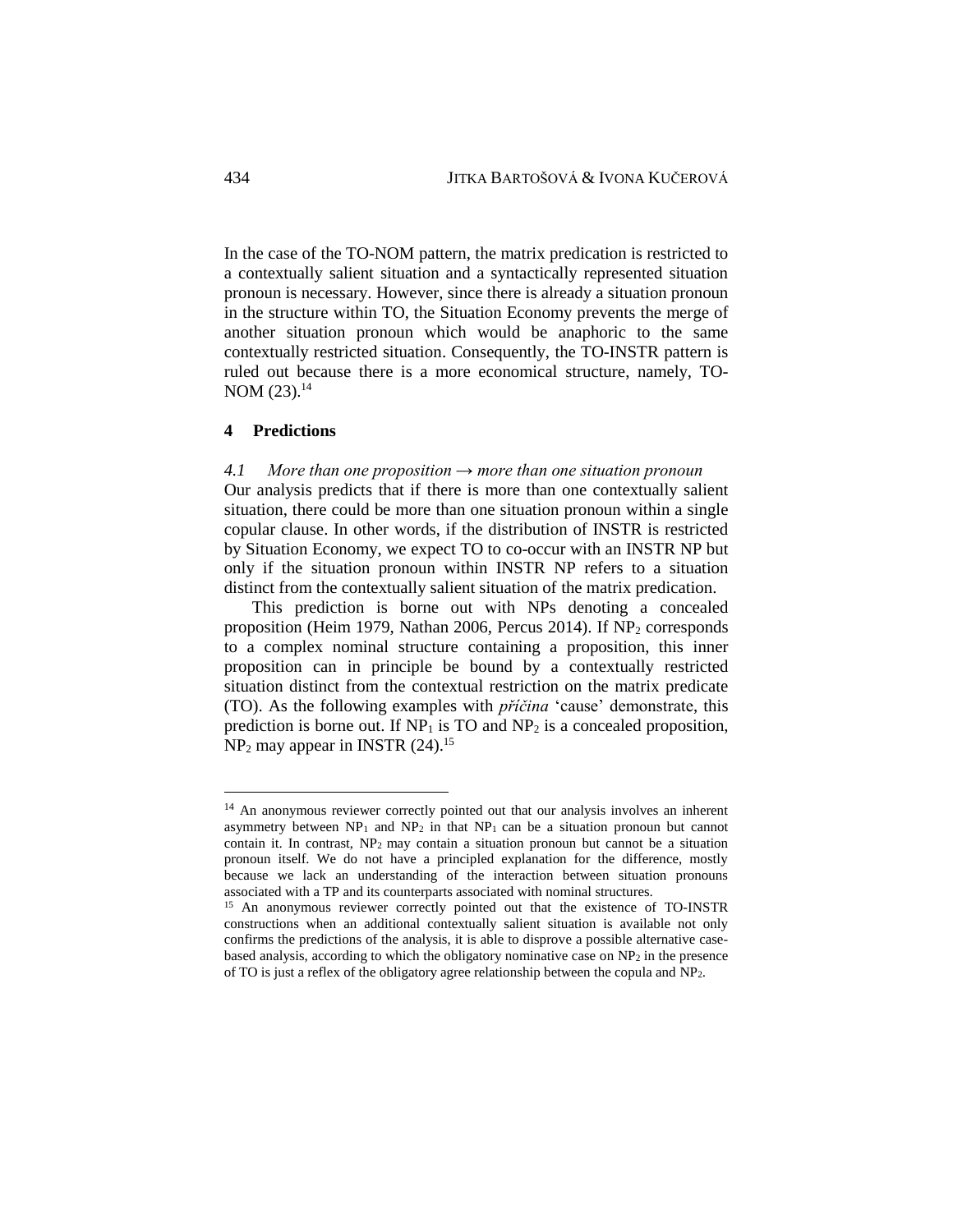In the case of the TO-NOM pattern, the matrix predication is restricted to a contextually salient situation and a syntactically represented situation pronoun is necessary. However, since there is already a situation pronoun in the structure within TO, the Situation Economy prevents the merge of another situation pronoun which would be anaphoric to the same contextually restricted situation. Consequently, the TO-INSTR pattern is ruled out because there is a more economical structure, namely, TO-NOM (23).[14]

## 4 Predictions

### *4.1 More than one proposition → more than one situation pronoun*

Our analysis predicts that if there is more than one contextually salient situation, there could be more than one situation pronoun within a single copular clause. In other words, if the distribution of INSTR is restricted by Situation Economy, we expect TO to co-occur with an INSTR NP but only if the situation pronoun within INSTR NP refers to a situation distinct from the contextually salient situation of the matrix predication.

This prediction is borne out with NPs denoting a concealed proposition (Heim 1979, Nathan 2006, Percus 2014). If $NP_2$ corresponds to a complex nominal structure containing a proposition, this inner proposition can in principle be bound by a contextually restricted situation distinct from the contextual restriction on the matrix predicate (TO). As the following examples with *příčina* 'cause' demonstrate, this prediction is borne out. If $NP_1$ is TO and $NP_2$ is a concealed proposition, $NP_2$ may appear in INSTR (24).[15]

---

[14] An anonymous reviewer correctly pointed out that our analysis involves an inherent asymmetry between $NP_1$ and $NP_2$ in that $NP_1$ can be a situation pronoun but cannot contain it. In contrast, $NP_2$ may contain a situation pronoun but cannot be a situation pronoun itself. We do not have a principled explanation for the difference, mostly because we lack an understanding of the interaction between situation pronouns associated with a TP and its counterparts associated with nominal structures.

[15] An anonymous reviewer correctly pointed out that the existence of TO-INSTR constructions when an additional contextually salient situation is available not only confirms the predictions of the analysis, it is able to disprove a possible alternative case-based analysis, according to which the obligatory nominative case on $NP_2$ in the presence of TO is just a reflex of the obligatory agree relationship between the copula and $NP_2$.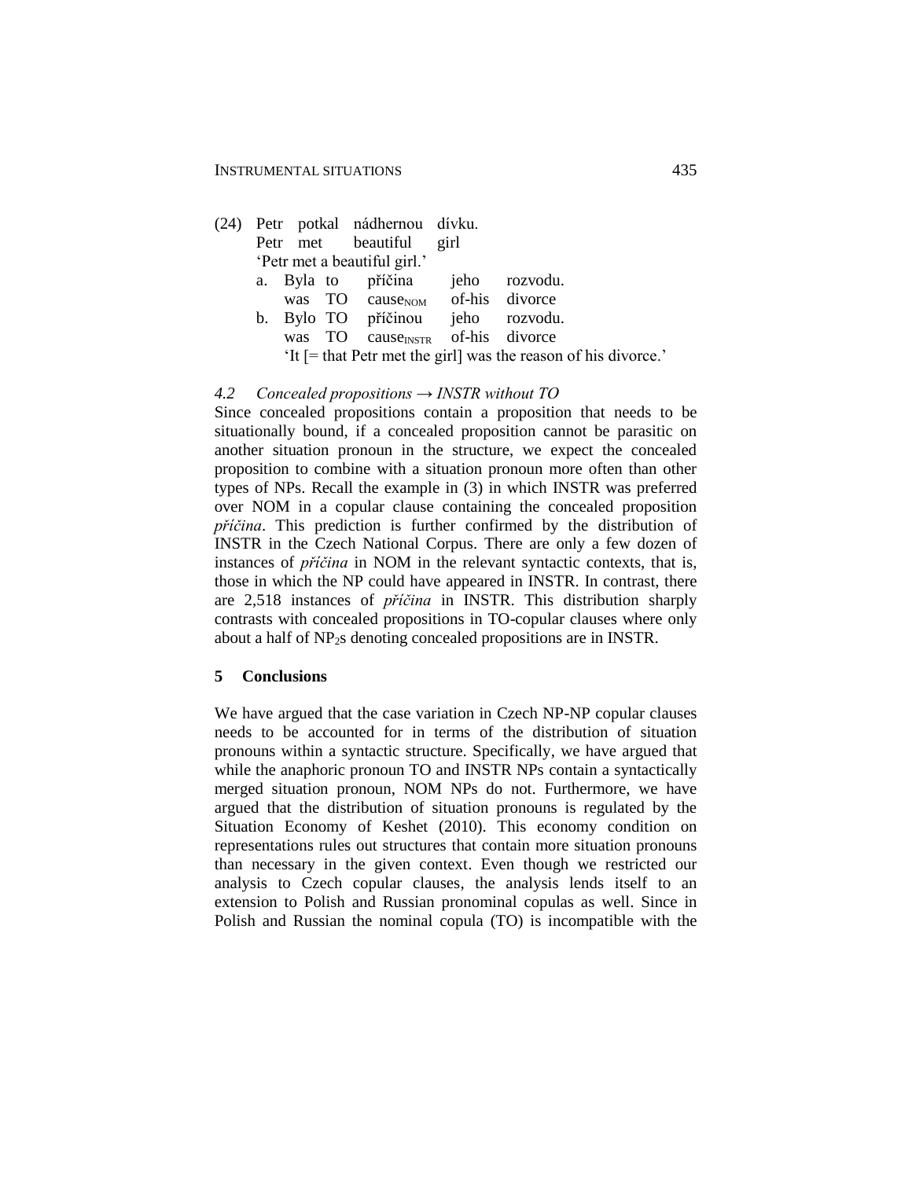(24) Petr potkal nádhernou dívku.
     Petr met beautiful girl
     'Petr met a beautiful girl.'

  a. Byla to příčina jeho rozvodu.
     was TO cause$_{NOM}$ of-his divorce

  b. Bylo TO příčinou jeho rozvodu.
     was TO cause$_{INSTR}$ of-his divorce
     'It [= that Petr met the girl] was the reason of his divorce.'

### 4.2 *Concealed propositions → INSTR without TO*

Since concealed propositions contain a proposition that needs to be situationally bound, if a concealed proposition cannot be parasitic on another situation pronoun in the structure, we expect the concealed proposition to combine with a situation pronoun more often than other types of NPs. Recall the example in (3) in which INSTR was preferred over NOM in a copular clause containing the concealed proposition *příčina*. This prediction is further confirmed by the distribution of INSTR in the Czech National Corpus. There are only a few dozen of instances of *příčina* in NOM in the relevant syntactic contexts, that is, those in which the NP could have appeared in INSTR. In contrast, there are 2,518 instances of *příčina* in INSTR. This distribution sharply contrasts with concealed propositions in TO-copular clauses where only about a half of $NP_2$s denoting concealed propositions are in INSTR.

## 5 Conclusions

We have argued that the case variation in Czech NP-NP copular clauses needs to be accounted for in terms of the distribution of situation pronouns within a syntactic structure. Specifically, we have argued that while the anaphoric pronoun TO and INSTR NPs contain a syntactically merged situation pronoun, NOM NPs do not. Furthermore, we have argued that the distribution of situation pronouns is regulated by the Situation Economy of Keshet (2010). This economy condition on representations rules out structures that contain more situation pronouns than necessary in the given context. Even though we restricted our analysis to Czech copular clauses, the analysis lends itself to an extension to Polish and Russian pronominal copulas as well. Since in Polish and Russian the nominal copula (TO) is incompatible with the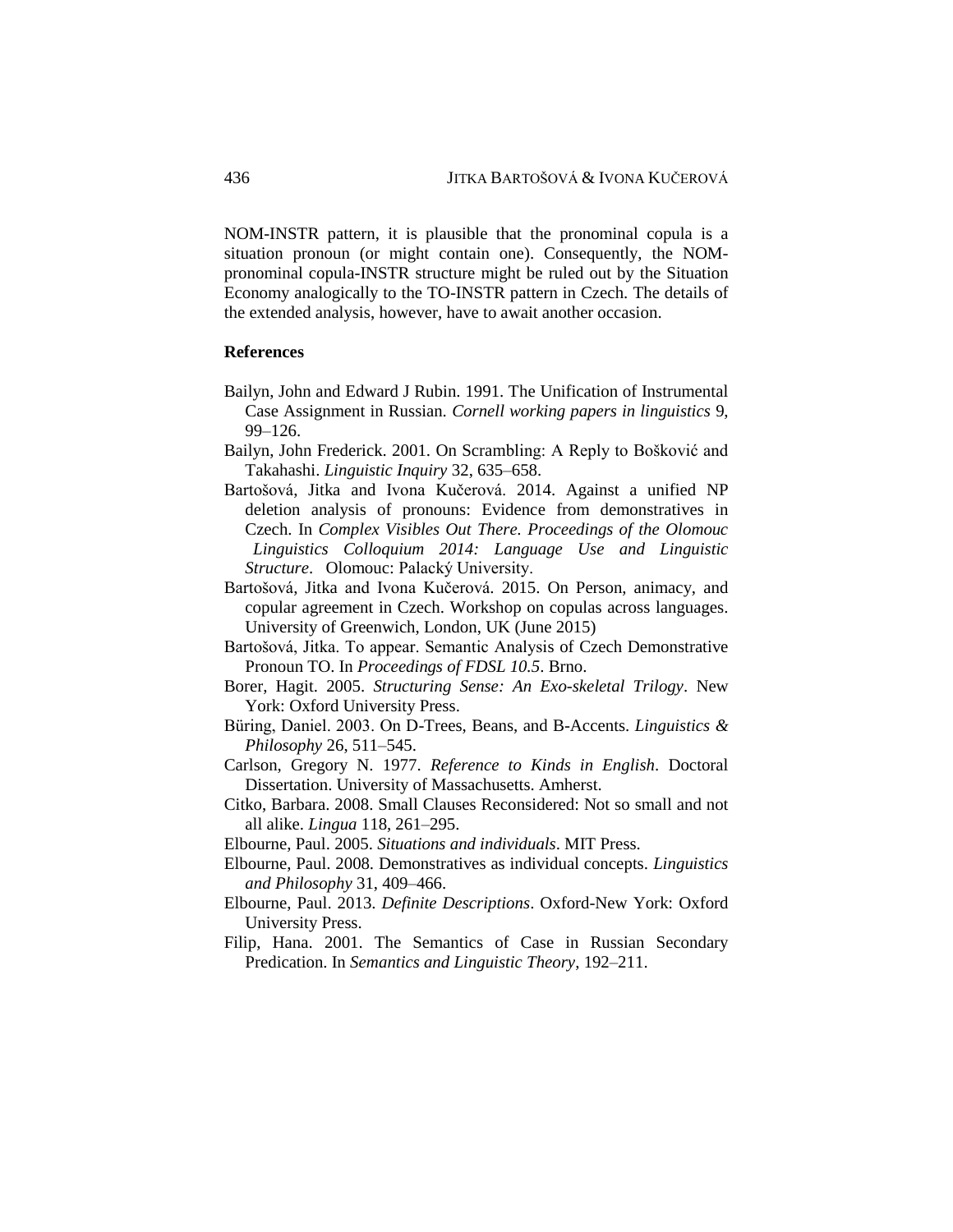NOM-INSTR pattern, it is plausible that the pronominal copula is a situation pronoun (or might contain one). Consequently, the NOM-pronominal copula-INSTR structure might be ruled out by the Situation Economy analogically to the TO-INSTR pattern in Czech. The details of the extended analysis, however, have to await another occasion.

## References

Bailyn, John and Edward J Rubin. 1991. The Unification of Instrumental Case Assignment in Russian. *Cornell working papers in linguistics* 9, 99–126.

Bailyn, John Frederick. 2001. On Scrambling: A Reply to Bošković and Takahashi. *Linguistic Inquiry* 32, 635–658.

Bartošová, Jitka and Ivona Kučerová. 2014. Against a unified NP deletion analysis of pronouns: Evidence from demonstratives in Czech. In *Complex Visibles Out There. Proceedings of the Olomouc Linguistics Colloquium 2014: Language Use and Linguistic Structure*. Olomouc: Palacký University.

Bartošová, Jitka and Ivona Kučerová. 2015. On Person, animacy, and copular agreement in Czech. Workshop on copulas across languages. University of Greenwich, London, UK (June 2015)

Bartošová, Jitka. To appear. Semantic Analysis of Czech Demonstrative Pronoun TO. In *Proceedings of FDSL 10.5*. Brno.

Borer, Hagit. 2005. *Structuring Sense: An Exo-skeletal Trilogy*. New York: Oxford University Press.

Büring, Daniel. 2003. On D-Trees, Beans, and B-Accents. *Linguistics & Philosophy* 26, 511–545.

Carlson, Gregory N. 1977. *Reference to Kinds in English*. Doctoral Dissertation. University of Massachusetts. Amherst.

Citko, Barbara. 2008. Small Clauses Reconsidered: Not so small and not all alike. *Lingua* 118, 261–295.

Elbourne, Paul. 2005. *Situations and individuals*. MIT Press.

Elbourne, Paul. 2008. Demonstratives as individual concepts. *Linguistics and Philosophy* 31, 409–466.

Elbourne, Paul. 2013. *Definite Descriptions*. Oxford-New York: Oxford University Press.

Filip, Hana. 2001. The Semantics of Case in Russian Secondary Predication. In *Semantics and Linguistic Theory*, 192–211.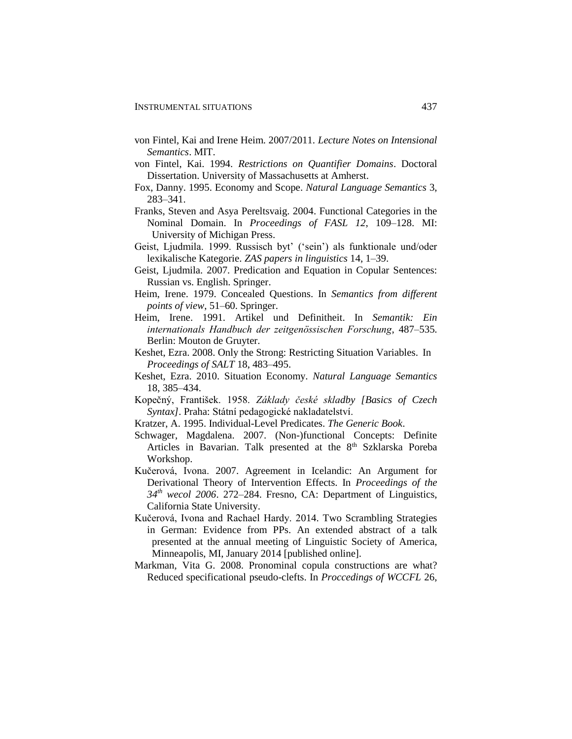von Fintel, Kai and Irene Heim. 2007/2011. *Lecture Notes on Intensional Semantics*. MIT.

von Fintel, Kai. 1994. *Restrictions on Quantifier Domains*. Doctoral Dissertation. University of Massachusetts at Amherst.

Fox, Danny. 1995. Economy and Scope. *Natural Language Semantics* 3, 283–341.

Franks, Steven and Asya Pereltsvaig. 2004. Functional Categories in the Nominal Domain. In *Proceedings of FASL 12*, 109–128. MI: University of Michigan Press.

Geist, Ljudmila. 1999. Russisch byt' ('sein') als funktionale und/oder lexikalische Kategorie. *ZAS papers in linguistics* 14, 1–39.

Geist, Ljudmila. 2007. Predication and Equation in Copular Sentences: Russian vs. English. Springer.

Heim, Irene. 1979. Concealed Questions. In *Semantics from different points of view*, 51–60. Springer.

Heim, Irene. 1991. Artikel und Definitheit. In *Semantik: Ein internationals Handbuch der zeitgenössischen Forschung*, 487–535. Berlin: Mouton de Gruyter.

Keshet, Ezra. 2008. Only the Strong: Restricting Situation Variables. In *Proceedings of SALT* 18, 483–495.

Keshet, Ezra. 2010. Situation Economy. *Natural Language Semantics* 18, 385–434.

Kopečný, František. 1958. *Základy české skladby [Basics of Czech Syntax]*. Praha: Státní pedagogické nakladatelství.

Kratzer, A. 1995. Individual-Level Predicates. *The Generic Book*.

Schwager, Magdalena. 2007. (Non-)functional Concepts: Definite Articles in Bavarian. Talk presented at the 8th Szklarska Poreba Workshop.

Kučerová, Ivona. 2007. Agreement in Icelandic: An Argument for Derivational Theory of Intervention Effects. In *Proceedings of the 34th wecol 2006*. 272–284. Fresno, CA: Department of Linguistics, California State University.

Kučerová, Ivona and Rachael Hardy. 2014. Two Scrambling Strategies in German: Evidence from PPs. An extended abstract of a talk presented at the annual meeting of Linguistic Society of America, Minneapolis, MI, January 2014 [published online].

Markman, Vita G. 2008. Pronominal copula constructions are what? Reduced specificational pseudo-clefts. In *Proccedings of WCCFL* 26,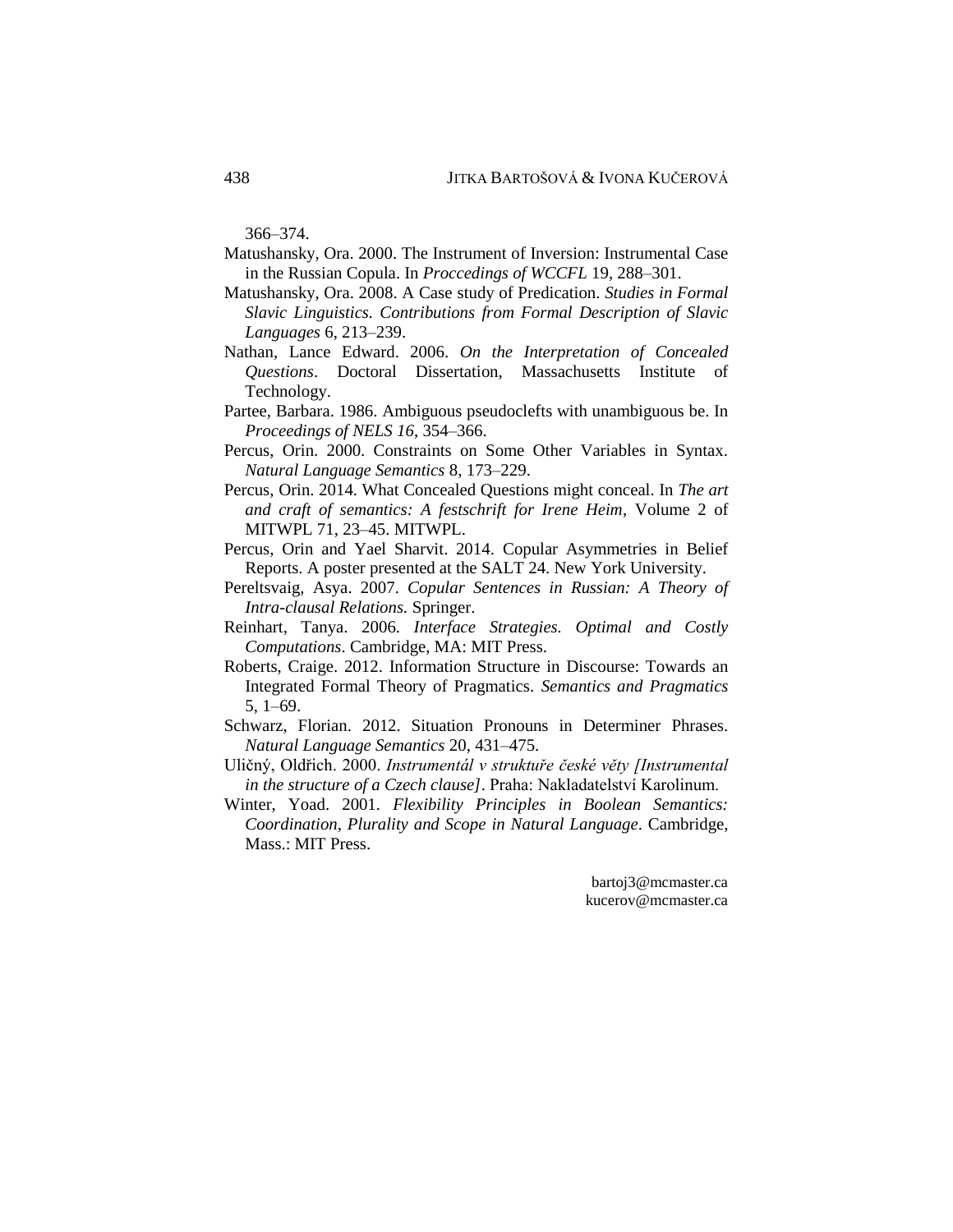366–374.

Matushansky, Ora. 2000. The Instrument of Inversion: Instrumental Case in the Russian Copula. In *Proccedings of WCCFL* 19, 288–301.

Matushansky, Ora. 2008. A Case study of Predication. *Studies in Formal Slavic Linguistics. Contributions from Formal Description of Slavic Languages* 6, 213–239.

Nathan, Lance Edward. 2006. *On the Interpretation of Concealed Questions*. Doctoral Dissertation, Massachusetts Institute of Technology.

Partee, Barbara. 1986. Ambiguous pseudoclefts with unambiguous be. In *Proceedings of NELS 16*, 354–366.

Percus, Orin. 2000. Constraints on Some Other Variables in Syntax. *Natural Language Semantics* 8, 173–229.

Percus, Orin. 2014. What Concealed Questions might conceal. In *The art and craft of semantics: A festschrift for Irene Heim*, Volume 2 of MITWPL 71, 23–45. MITWPL.

Percus, Orin and Yael Sharvit. 2014. Copular Asymmetries in Belief Reports. A poster presented at the SALT 24. New York University.

Pereltsvaig, Asya. 2007. *Copular Sentences in Russian: A Theory of Intra-clausal Relations.* Springer.

Reinhart, Tanya. 2006. *Interface Strategies. Optimal and Costly Computations*. Cambridge, MA: MIT Press.

Roberts, Craige. 2012. Information Structure in Discourse: Towards an Integrated Formal Theory of Pragmatics. *Semantics and Pragmatics* 5, 1–69.

Schwarz, Florian. 2012. Situation Pronouns in Determiner Phrases. *Natural Language Semantics* 20, 431–475.

Uličný, Oldřich. 2000. *Instrumentál v struktuře české věty [Instrumental in the structure of a Czech clause]*. Praha: Nakladatelství Karolinum.

Winter, Yoad. 2001. *Flexibility Principles in Boolean Semantics: Coordination, Plurality and Scope in Natural Language*. Cambridge, Mass.: MIT Press.

bartoj3@mcmaster.ca
kucerov@mcmaster.ca